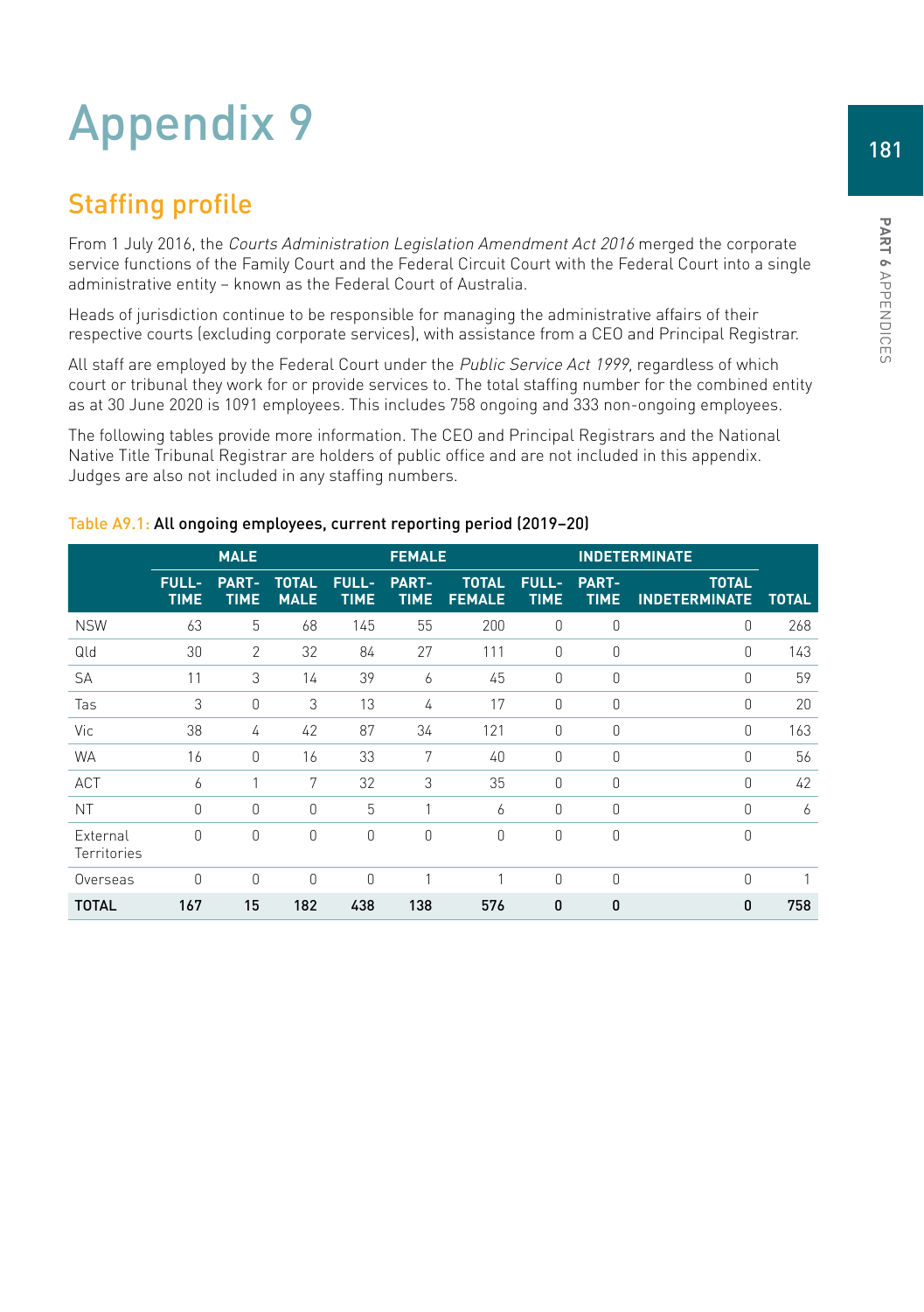# Appendix 9

## Staffing profile

From 1 July 2016, the *Courts Administration Legislation Amendment Act 2016* merged the corporate service functions of the Family Court and the Federal Circuit Court with the Federal Court into a single administrative entity – known as the Federal Court of Australia.

Heads of jurisdiction continue to be responsible for managing the administrative affairs of their respective courts (excluding corporate services), with assistance from a CEO and Principal Registrar.

All staff are employed by the Federal Court under the *Public Service Act 1999*, regardless of which court or tribunal they work for or provide services to. The total staffing number for the combined entity as at 30 June 2020 is 1091 employees. This includes 758 ongoing and 333 non-ongoing employees.

The following tables provide more information. The CEO and Principal Registrars and the National Native Title Tribunal Registrar are holders of public office and are not included in this appendix. Judges are also not included in any staffing numbers.

Table A9.1: **All ongoing employees, current reporting period (2019–20)**

| | MALE | | | FEMALE | | | INDETERMINATE | | | |
|---|---|---|---|---|---|---|---|---|---|---|
| | FULL-TIME | PART-TIME | TOTAL MALE | FULL-TIME | PART-TIME | TOTAL FEMALE | FULL-TIME | PART-TIME | TOTAL INDETERMINATE | TOTAL |
| NSW | 63 | 5 | 68 | 145 | 55 | 200 | 0 | 0 | 0 | 268 |
| Qld | 30 | 2 | 32 | 84 | 27 | 111 | 0 | 0 | 0 | 143 |
| SA | 11 | 3 | 14 | 39 | 6 | 45 | 0 | 0 | 0 | 59 |
| Tas | 3 | 0 | 3 | 13 | 4 | 17 | 0 | 0 | 0 | 20 |
| Vic | 38 | 4 | 42 | 87 | 34 | 121 | 0 | 0 | 0 | 163 |
| WA | 16 | 0 | 16 | 33 | 7 | 40 | 0 | 0 | 0 | 56 |
| ACT | 6 | 1 | 7 | 32 | 3 | 35 | 0 | 0 | 0 | 42 |
| NT | 0 | 0 | 0 | 5 | 1 | 6 | 0 | 0 | 0 | 6 |
| External Territories | 0 | 0 | 0 | 0 | 0 | 0 | 0 | 0 | 0 | |
| Overseas | 0 | 0 | 0 | 0 | 1 | 1 | 0 | 0 | 0 | 1 |
| **TOTAL** | **167** | **15** | **182** | **438** | **138** | **576** | **0** | **0** | **0** | **758** |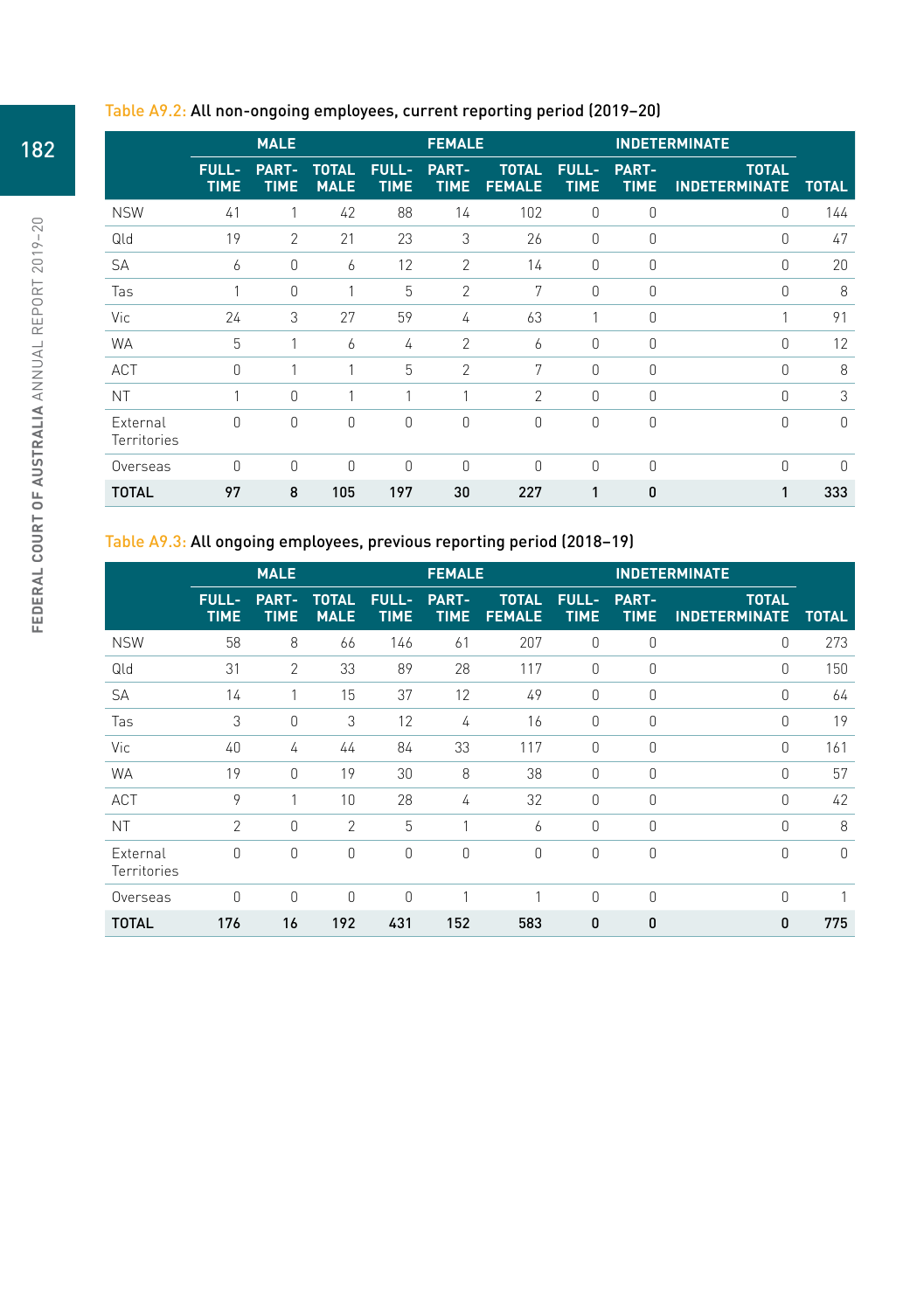Table A9.2: All non-ongoing employees, current reporting period (2019–20)

| | MALE | | | FEMALE | | | INDETERMINATE | | | |
|---|---|---|---|---|---|---|---|---|---|---|
| | FULL-TIME | PART-TIME | TOTAL MALE | FULL-TIME | PART-TIME | TOTAL FEMALE | FULL-TIME | PART-TIME | TOTAL INDETERMINATE | TOTAL |
| NSW | 41 | 1 | 42 | 88 | 14 | 102 | 0 | 0 | 0 | 144 |
| Qld | 19 | 2 | 21 | 23 | 3 | 26 | 0 | 0 | 0 | 47 |
| SA | 6 | 0 | 6 | 12 | 2 | 14 | 0 | 0 | 0 | 20 |
| Tas | 1 | 0 | 1 | 5 | 2 | 7 | 0 | 0 | 0 | 8 |
| Vic | 24 | 3 | 27 | 59 | 4 | 63 | 1 | 0 | 1 | 91 |
| WA | 5 | 1 | 6 | 4 | 2 | 6 | 0 | 0 | 0 | 12 |
| ACT | 0 | 1 | 1 | 5 | 2 | 7 | 0 | 0 | 0 | 8 |
| NT | 1 | 0 | 1 | 1 | 1 | 2 | 0 | 0 | 0 | 3 |
| External Territories | 0 | 0 | 0 | 0 | 0 | 0 | 0 | 0 | 0 | 0 |
| Overseas | 0 | 0 | 0 | 0 | 0 | 0 | 0 | 0 | 0 | 0 |
| **TOTAL** | **97** | **8** | **105** | **197** | **30** | **227** | **1** | **0** | **1** | **333** |

Table A9.3: All ongoing employees, previous reporting period (2018–19)

| | MALE | | | FEMALE | | | INDETERMINATE | | | |
|---|---|---|---|---|---|---|---|---|---|---|
| | FULL-TIME | PART-TIME | TOTAL MALE | FULL-TIME | PART-TIME | TOTAL FEMALE | FULL-TIME | PART-TIME | TOTAL INDETERMINATE | TOTAL |
| NSW | 58 | 8 | 66 | 146 | 61 | 207 | 0 | 0 | 0 | 273 |
| Qld | 31 | 2 | 33 | 89 | 28 | 117 | 0 | 0 | 0 | 150 |
| SA | 14 | 1 | 15 | 37 | 12 | 49 | 0 | 0 | 0 | 64 |
| Tas | 3 | 0 | 3 | 12 | 4 | 16 | 0 | 0 | 0 | 19 |
| Vic | 40 | 4 | 44 | 84 | 33 | 117 | 0 | 0 | 0 | 161 |
| WA | 19 | 0 | 19 | 30 | 8 | 38 | 0 | 0 | 0 | 57 |
| ACT | 9 | 1 | 10 | 28 | 4 | 32 | 0 | 0 | 0 | 42 |
| NT | 2 | 0 | 2 | 5 | 1 | 6 | 0 | 0 | 0 | 8 |
| External Territories | 0 | 0 | 0 | 0 | 0 | 0 | 0 | 0 | 0 | 0 |
| Overseas | 0 | 0 | 0 | 0 | 1 | 1 | 0 | 0 | 0 | 1 |
| **TOTAL** | **176** | **16** | **192** | **431** | **152** | **583** | **0** | **0** | **0** | **775** |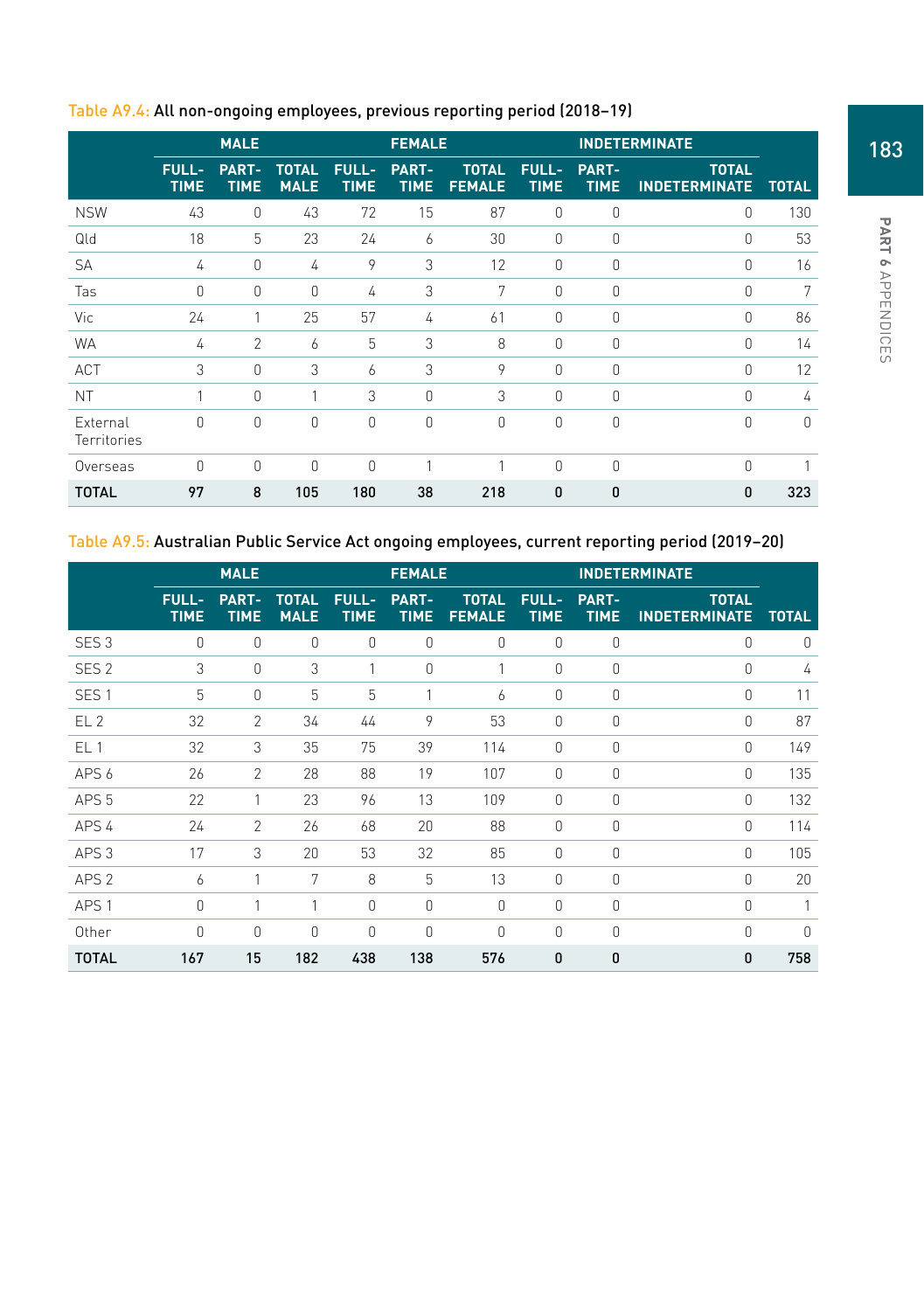Table A9.4: All non-ongoing employees, previous reporting period (2018–19)

| | MALE | | | FEMALE | | | INDETERMINATE | | | |
|---|---|---|---|---|---|---|---|---|---|---|
| | FULL-TIME | PART-TIME | TOTAL MALE | FULL-TIME | PART-TIME | TOTAL FEMALE | FULL-TIME | PART-TIME | TOTAL INDETERMINATE | TOTAL |
| NSW | 43 | 0 | 43 | 72 | 15 | 87 | 0 | 0 | 0 | 130 |
| Qld | 18 | 5 | 23 | 24 | 6 | 30 | 0 | 0 | 0 | 53 |
| SA | 4 | 0 | 4 | 9 | 3 | 12 | 0 | 0 | 0 | 16 |
| Tas | 0 | 0 | 0 | 4 | 3 | 7 | 0 | 0 | 0 | 7 |
| Vic | 24 | 1 | 25 | 57 | 4 | 61 | 0 | 0 | 0 | 86 |
| WA | 4 | 2 | 6 | 5 | 3 | 8 | 0 | 0 | 0 | 14 |
| ACT | 3 | 0 | 3 | 6 | 3 | 9 | 0 | 0 | 0 | 12 |
| NT | 1 | 0 | 1 | 3 | 0 | 3 | 0 | 0 | 0 | 4 |
| External Territories | 0 | 0 | 0 | 0 | 0 | 0 | 0 | 0 | 0 | 0 |
| Overseas | 0 | 0 | 0 | 0 | 1 | 1 | 0 | 0 | 0 | 1 |
| **TOTAL** | **97** | **8** | **105** | **180** | **38** | **218** | **0** | **0** | **0** | **323** |

Table A9.5: Australian Public Service Act ongoing employees, current reporting period (2019–20)

| | MALE | | | FEMALE | | | INDETERMINATE | | | |
|---|---|---|---|---|---|---|---|---|---|---|
| | FULL-TIME | PART-TIME | TOTAL MALE | FULL-TIME | PART-TIME | TOTAL FEMALE | FULL-TIME | PART-TIME | TOTAL INDETERMINATE | TOTAL |
| SES 3 | 0 | 0 | 0 | 0 | 0 | 0 | 0 | 0 | 0 | 0 |
| SES 2 | 3 | 0 | 3 | 1 | 0 | 1 | 0 | 0 | 0 | 4 |
| SES 1 | 5 | 0 | 5 | 5 | 1 | 6 | 0 | 0 | 0 | 11 |
| EL 2 | 32 | 2 | 34 | 44 | 9 | 53 | 0 | 0 | 0 | 87 |
| EL 1 | 32 | 3 | 35 | 75 | 39 | 114 | 0 | 0 | 0 | 149 |
| APS 6 | 26 | 2 | 28 | 88 | 19 | 107 | 0 | 0 | 0 | 135 |
| APS 5 | 22 | 1 | 23 | 96 | 13 | 109 | 0 | 0 | 0 | 132 |
| APS 4 | 24 | 2 | 26 | 68 | 20 | 88 | 0 | 0 | 0 | 114 |
| APS 3 | 17 | 3 | 20 | 53 | 32 | 85 | 0 | 0 | 0 | 105 |
| APS 2 | 6 | 1 | 7 | 8 | 5 | 13 | 0 | 0 | 0 | 20 |
| APS 1 | 0 | 1 | 1 | 0 | 0 | 0 | 0 | 0 | 0 | 1 |
| Other | 0 | 0 | 0 | 0 | 0 | 0 | 0 | 0 | 0 | 0 |
| **TOTAL** | **167** | **15** | **182** | **438** | **138** | **576** | **0** | **0** | **0** | **758** |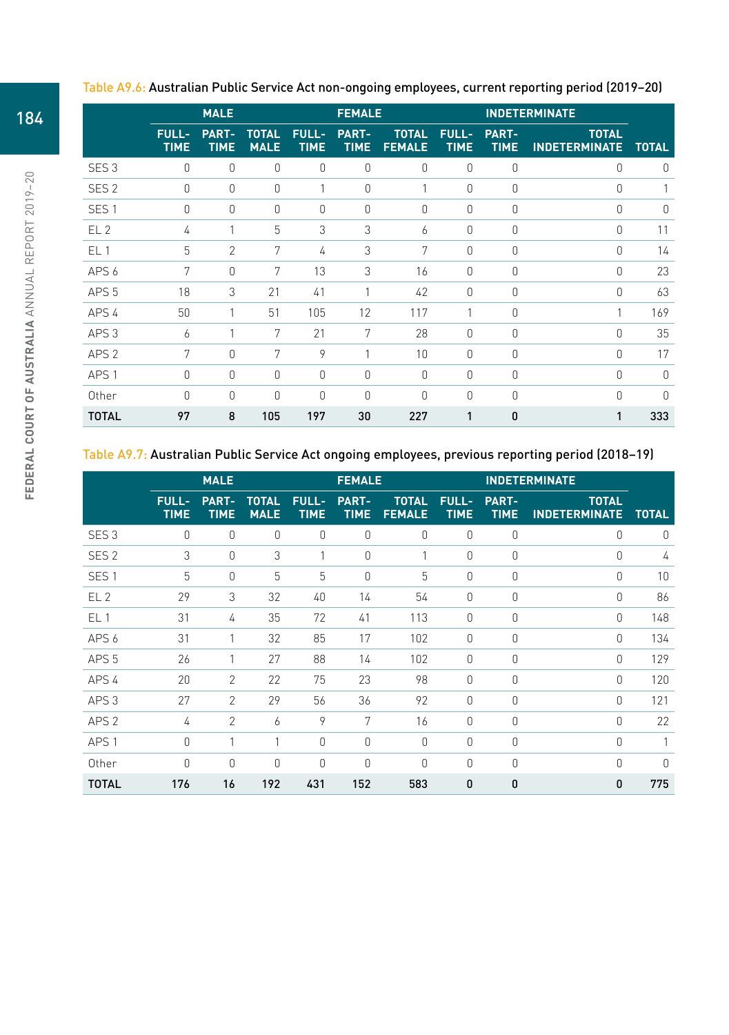Table A9.6: Australian Public Service Act non-ongoing employees, current reporting period (2019–20)

| | MALE | | | FEMALE | | | INDETERMINATE | | | |
|---|---|---|---|---|---|---|---|---|---|---|
| | FULL-TIME | PART-TIME | TOTAL MALE | FULL-TIME | PART-TIME | TOTAL FEMALE | FULL-TIME | PART-TIME | TOTAL INDETERMINATE | TOTAL |
| SES 3 | 0 | 0 | 0 | 0 | 0 | 0 | 0 | 0 | 0 | 0 |
| SES 2 | 0 | 0 | 0 | 1 | 0 | 1 | 0 | 0 | 0 | 1 |
| SES 1 | 0 | 0 | 0 | 0 | 0 | 0 | 0 | 0 | 0 | 0 |
| EL 2 | 4 | 1 | 5 | 3 | 3 | 6 | 0 | 0 | 0 | 11 |
| EL 1 | 5 | 2 | 7 | 4 | 3 | 7 | 0 | 0 | 0 | 14 |
| APS 6 | 7 | 0 | 7 | 13 | 3 | 16 | 0 | 0 | 0 | 23 |
| APS 5 | 18 | 3 | 21 | 41 | 1 | 42 | 0 | 0 | 0 | 63 |
| APS 4 | 50 | 1 | 51 | 105 | 12 | 117 | 1 | 0 | 1 | 169 |
| APS 3 | 6 | 1 | 7 | 21 | 7 | 28 | 0 | 0 | 0 | 35 |
| APS 2 | 7 | 0 | 7 | 9 | 1 | 10 | 0 | 0 | 0 | 17 |
| APS 1 | 0 | 0 | 0 | 0 | 0 | 0 | 0 | 0 | 0 | 0 |
| Other | 0 | 0 | 0 | 0 | 0 | 0 | 0 | 0 | 0 | 0 |
| **TOTAL** | **97** | **8** | **105** | **197** | **30** | **227** | **1** | **0** | **1** | **333** |

Table A9.7: Australian Public Service Act ongoing employees, previous reporting period (2018–19)

| | MALE | | | FEMALE | | | INDETERMINATE | | | |
|---|---|---|---|---|---|---|---|---|---|---|
| | FULL-TIME | PART-TIME | TOTAL MALE | FULL-TIME | PART-TIME | TOTAL FEMALE | FULL-TIME | PART-TIME | TOTAL INDETERMINATE | TOTAL |
| SES 3 | 0 | 0 | 0 | 0 | 0 | 0 | 0 | 0 | 0 | 0 |
| SES 2 | 3 | 0 | 3 | 1 | 0 | 1 | 0 | 0 | 0 | 4 |
| SES 1 | 5 | 0 | 5 | 5 | 0 | 5 | 0 | 0 | 0 | 10 |
| EL 2 | 29 | 3 | 32 | 40 | 14 | 54 | 0 | 0 | 0 | 86 |
| EL 1 | 31 | 4 | 35 | 72 | 41 | 113 | 0 | 0 | 0 | 148 |
| APS 6 | 31 | 1 | 32 | 85 | 17 | 102 | 0 | 0 | 0 | 134 |
| APS 5 | 26 | 1 | 27 | 88 | 14 | 102 | 0 | 0 | 0 | 129 |
| APS 4 | 20 | 2 | 22 | 75 | 23 | 98 | 0 | 0 | 0 | 120 |
| APS 3 | 27 | 2 | 29 | 56 | 36 | 92 | 0 | 0 | 0 | 121 |
| APS 2 | 4 | 2 | 6 | 9 | 7 | 16 | 0 | 0 | 0 | 22 |
| APS 1 | 0 | 1 | 1 | 0 | 0 | 0 | 0 | 0 | 0 | 1 |
| Other | 0 | 0 | 0 | 0 | 0 | 0 | 0 | 0 | 0 | 0 |
| **TOTAL** | **176** | **16** | **192** | **431** | **152** | **583** | **0** | **0** | **0** | **775** |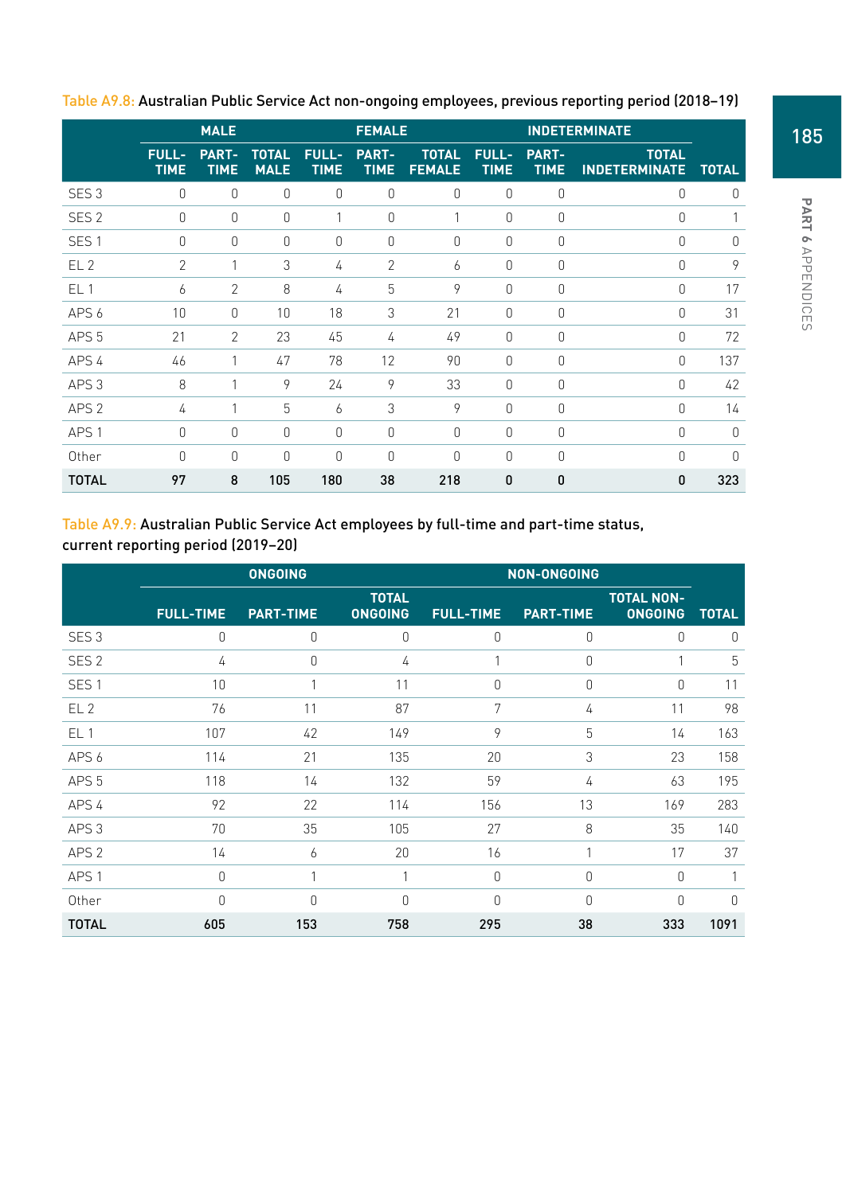Table A9.8: Australian Public Service Act non-ongoing employees, previous reporting period (2018–19)

| | MALE | | | FEMALE | | | INDETERMINATE | | | |
|---|---|---|---|---|---|---|---|---|---|---|
| | FULL-TIME | PART-TIME | TOTAL MALE | FULL-TIME | PART-TIME | TOTAL FEMALE | FULL-TIME | PART-TIME | TOTAL INDETERMINATE | TOTAL |
| SES 3 | 0 | 0 | 0 | 0 | 0 | 0 | 0 | 0 | 0 | 0 |
| SES 2 | 0 | 0 | 0 | 1 | 0 | 1 | 0 | 0 | 0 | 1 |
| SES 1 | 0 | 0 | 0 | 0 | 0 | 0 | 0 | 0 | 0 | 0 |
| EL 2 | 2 | 1 | 3 | 4 | 2 | 6 | 0 | 0 | 0 | 9 |
| EL 1 | 6 | 2 | 8 | 4 | 5 | 9 | 0 | 0 | 0 | 17 |
| APS 6 | 10 | 0 | 10 | 18 | 3 | 21 | 0 | 0 | 0 | 31 |
| APS 5 | 21 | 2 | 23 | 45 | 4 | 49 | 0 | 0 | 0 | 72 |
| APS 4 | 46 | 1 | 47 | 78 | 12 | 90 | 0 | 0 | 0 | 137 |
| APS 3 | 8 | 1 | 9 | 24 | 9 | 33 | 0 | 0 | 0 | 42 |
| APS 2 | 4 | 1 | 5 | 6 | 3 | 9 | 0 | 0 | 0 | 14 |
| APS 1 | 0 | 0 | 0 | 0 | 0 | 0 | 0 | 0 | 0 | 0 |
| Other | 0 | 0 | 0 | 0 | 0 | 0 | 0 | 0 | 0 | 0 |
| **TOTAL** | **97** | **8** | **105** | **180** | **38** | **218** | **0** | **0** | **0** | **323** |

Table A9.9: Australian Public Service Act employees by full-time and part-time status, current reporting period (2019–20)

| | ONGOING | | | NON-ONGOING | | | |
|---|---|---|---|---|---|---|---|
| | FULL-TIME | PART-TIME | TOTAL ONGOING | FULL-TIME | PART-TIME | TOTAL NON-ONGOING | TOTAL |
| SES 3 | 0 | 0 | 0 | 0 | 0 | 0 | 0 |
| SES 2 | 4 | 0 | 4 | 1 | 0 | 1 | 5 |
| SES 1 | 10 | 1 | 11 | 0 | 0 | 0 | 11 |
| EL 2 | 76 | 11 | 87 | 7 | 4 | 11 | 98 |
| EL 1 | 107 | 42 | 149 | 9 | 5 | 14 | 163 |
| APS 6 | 114 | 21 | 135 | 20 | 3 | 23 | 158 |
| APS 5 | 118 | 14 | 132 | 59 | 4 | 63 | 195 |
| APS 4 | 92 | 22 | 114 | 156 | 13 | 169 | 283 |
| APS 3 | 70 | 35 | 105 | 27 | 8 | 35 | 140 |
| APS 2 | 14 | 6 | 20 | 16 | 1 | 17 | 37 |
| APS 1 | 0 | 1 | 1 | 0 | 0 | 0 | 1 |
| Other | 0 | 0 | 0 | 0 | 0 | 0 | 0 |
| **TOTAL** | **605** | **153** | **758** | **295** | **38** | **333** | **1091** |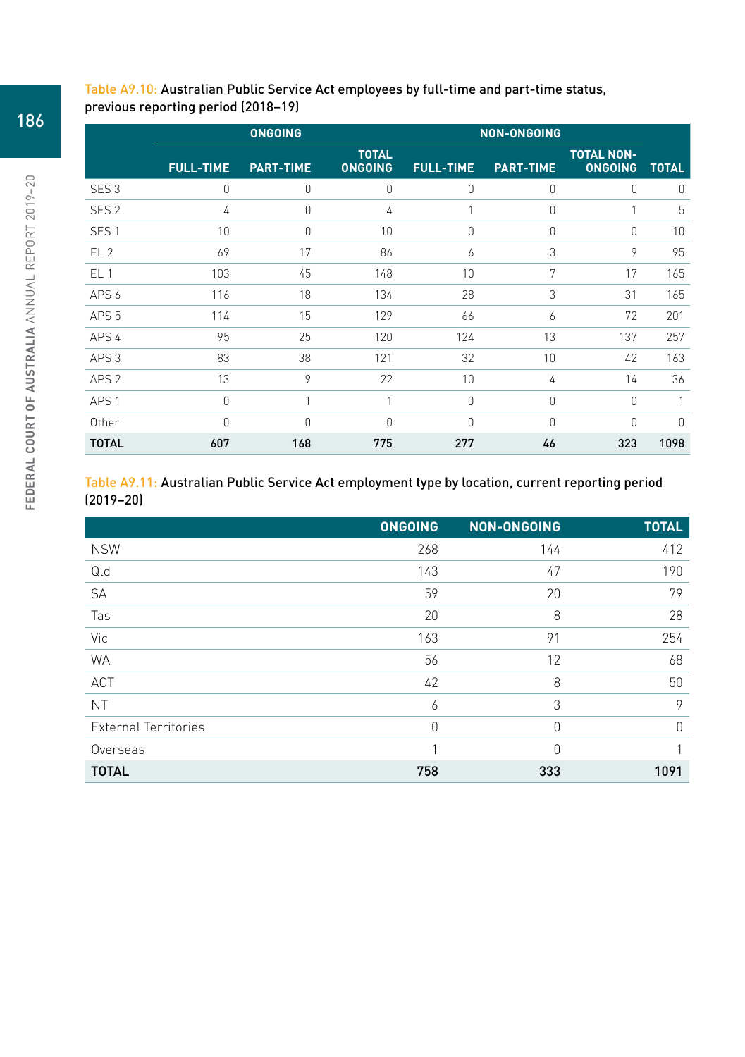Table A9.10: Australian Public Service Act employees by full-time and part-time status, previous reporting period (2018–19)

| | ONGOING | | | NON-ONGOING | | | |
|---|---|---|---|---|---|---|---|
| | FULL-TIME | PART-TIME | TOTAL ONGOING | FULL-TIME | PART-TIME | TOTAL NON-ONGOING | TOTAL |
| SES 3 | 0 | 0 | 0 | 0 | 0 | 0 | 0 |
| SES 2 | 4 | 0 | 4 | 1 | 0 | 1 | 5 |
| SES 1 | 10 | 0 | 10 | 0 | 0 | 0 | 10 |
| EL 2 | 69 | 17 | 86 | 6 | 3 | 9 | 95 |
| EL 1 | 103 | 45 | 148 | 10 | 7 | 17 | 165 |
| APS 6 | 116 | 18 | 134 | 28 | 3 | 31 | 165 |
| APS 5 | 114 | 15 | 129 | 66 | 6 | 72 | 201 |
| APS 4 | 95 | 25 | 120 | 124 | 13 | 137 | 257 |
| APS 3 | 83 | 38 | 121 | 32 | 10 | 42 | 163 |
| APS 2 | 13 | 9 | 22 | 10 | 4 | 14 | 36 |
| APS 1 | 0 | 1 | 1 | 0 | 0 | 0 | 1 |
| Other | 0 | 0 | 0 | 0 | 0 | 0 | 0 |
| **TOTAL** | **607** | **168** | **775** | **277** | **46** | **323** | **1098** |

Table A9.11: Australian Public Service Act employment type by location, current reporting period (2019–20)

| | ONGOING | NON-ONGOING | TOTAL |
|---|---|---|---|
| NSW | 268 | 144 | 412 |
| Qld | 143 | 47 | 190 |
| SA | 59 | 20 | 79 |
| Tas | 20 | 8 | 28 |
| Vic | 163 | 91 | 254 |
| WA | 56 | 12 | 68 |
| ACT | 42 | 8 | 50 |
| NT | 6 | 3 | 9 |
| External Territories | 0 | 0 | 0 |
| Overseas | 1 | 0 | 1 |
| **TOTAL** | **758** | **333** | **1091** |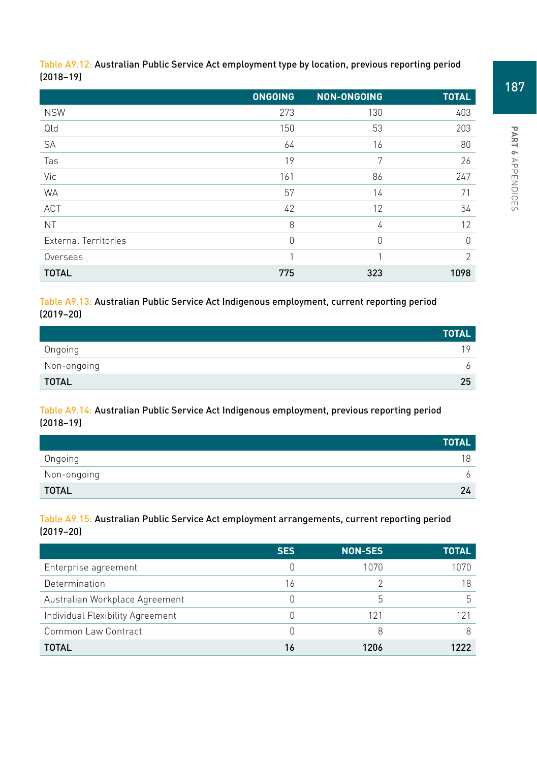Table A9.12: **Australian Public Service Act employment type by location, previous reporting period (2018–19)**

| | ONGOING | NON-ONGOING | TOTAL |
|---|---|---|---|
| NSW | 273 | 130 | 403 |
| Qld | 150 | 53 | 203 |
| SA | 64 | 16 | 80 |
| Tas | 19 | 7 | 26 |
| Vic | 161 | 86 | 247 |
| WA | 57 | 14 | 71 |
| ACT | 42 | 12 | 54 |
| NT | 8 | 4 | 12 |
| External Territories | 0 | 0 | 0 |
| Overseas | 1 | 1 | 2 |
| **TOTAL** | **775** | **323** | **1098** |

Table A9.13: **Australian Public Service Act Indigenous employment, current reporting period (2019–20)**

| | TOTAL |
|---|---|
| Ongoing | 19 |
| Non-ongoing | 6 |
| **TOTAL** | **25** |

Table A9.14: **Australian Public Service Act Indigenous employment, previous reporting period (2018–19)**

| | TOTAL |
|---|---|
| Ongoing | 18 |
| Non-ongoing | 6 |
| **TOTAL** | **24** |

Table A9.15: **Australian Public Service Act employment arrangements, current reporting period (2019–20)**

| | SES | NON-SES | TOTAL |
|---|---|---|---|
| Enterprise agreement | 0 | 1070 | 1070 |
| Determination | 16 | 2 | 18 |
| Australian Workplace Agreement | 0 | 5 | 5 |
| Individual Flexibility Agreement | 0 | 121 | 121 |
| Common Law Contract | 0 | 8 | 8 |
| **TOTAL** | **16** | **1206** | **1222** |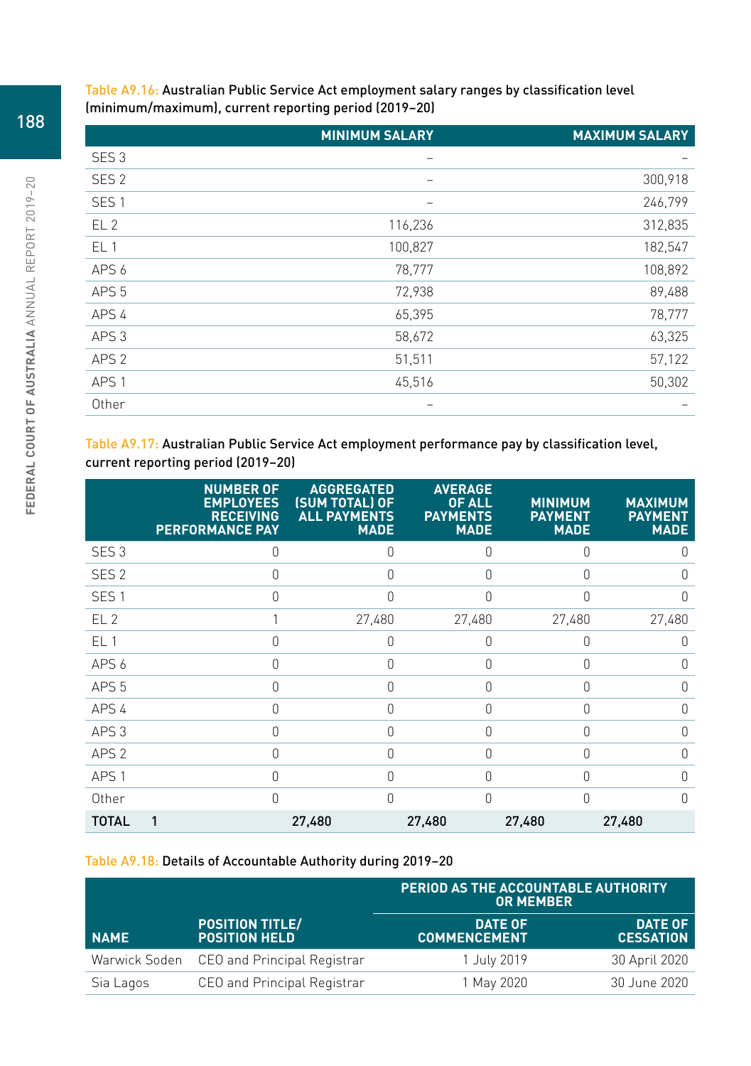Table A9.16: Australian Public Service Act employment salary ranges by classification level (minimum/maximum), current reporting period (2019–20)

| | MINIMUM SALARY | MAXIMUM SALARY |
|---|---|---|
| SES 3 | – | – |
| SES 2 | – | 300,918 |
| SES 1 | – | 246,799 |
| EL 2 | 116,236 | 312,835 |
| EL 1 | 100,827 | 182,547 |
| APS 6 | 78,777 | 108,892 |
| APS 5 | 72,938 | 89,488 |
| APS 4 | 65,395 | 78,777 |
| APS 3 | 58,672 | 63,325 |
| APS 2 | 51,511 | 57,122 |
| APS 1 | 45,516 | 50,302 |
| Other | – | – |

Table A9.17: Australian Public Service Act employment performance pay by classification level, current reporting period (2019–20)

| | NUMBER OF EMPLOYEES RECEIVING PERFORMANCE PAY | AGGREGATED (SUM TOTAL) OF ALL PAYMENTS MADE | AVERAGE OF ALL PAYMENTS MADE | MINIMUM PAYMENT MADE | MAXIMUM PAYMENT MADE |
|---|---|---|---|---|---|
| SES 3 | 0 | 0 | 0 | 0 | 0 |
| SES 2 | 0 | 0 | 0 | 0 | 0 |
| SES 1 | 0 | 0 | 0 | 0 | 0 |
| EL 2 | 1 | 27,480 | 27,480 | 27,480 | 27,480 |
| EL 1 | 0 | 0 | 0 | 0 | 0 |
| APS 6 | 0 | 0 | 0 | 0 | 0 |
| APS 5 | 0 | 0 | 0 | 0 | 0 |
| APS 4 | 0 | 0 | 0 | 0 | 0 |
| APS 3 | 0 | 0 | 0 | 0 | 0 |
| APS 2 | 0 | 0 | 0 | 0 | 0 |
| APS 1 | 0 | 0 | 0 | 0 | 0 |
| Other | 0 | 0 | 0 | 0 | 0 |
| **TOTAL** | **1** | **27,480** | **27,480** | **27,480** | **27,480** |

Table A9.18: Details of Accountable Authority during 2019–20

| | | PERIOD AS THE ACCOUNTABLE AUTHORITY OR MEMBER | |
|---|---|---|---|
| NAME | POSITION TITLE/ POSITION HELD | DATE OF COMMENCEMENT | DATE OF CESSATION |
| Warwick Soden | CEO and Principal Registrar | 1 July 2019 | 30 April 2020 |
| Sia Lagos | CEO and Principal Registrar | 1 May 2020 | 30 June 2020 |